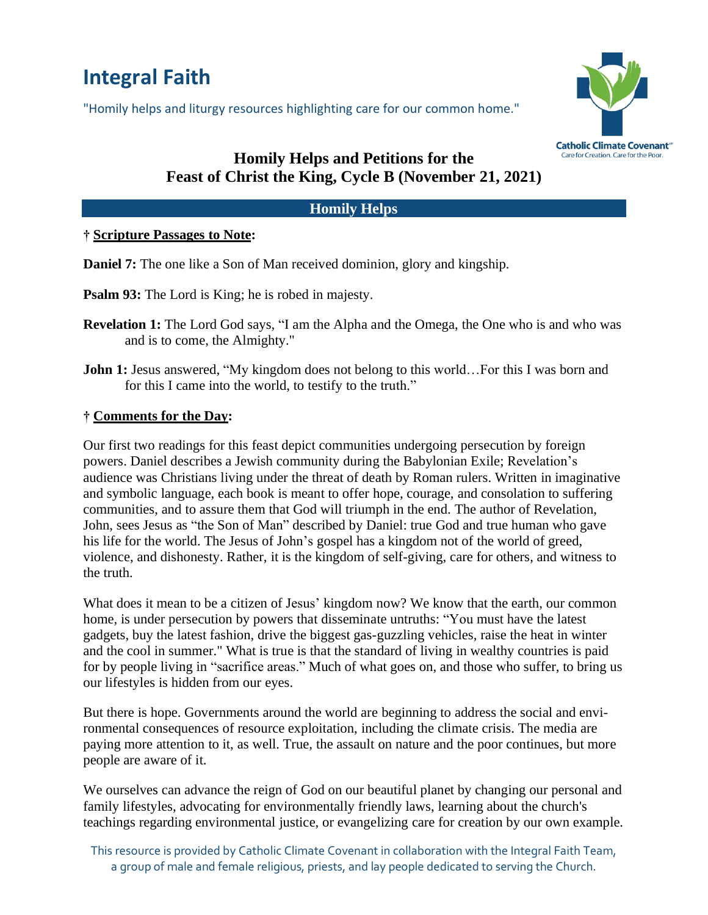# Integral Faith

"Homily helps and liturgy resources highlighting care for our common home."

Catholic Climate Covenant
Care for Creation. Care for the Poor.

## Homily Helps and Petitions for the Feast of Christ the King, Cycle B (November 21, 2021)

### Homily Helps

**† Scripture Passages to Note:**

**Daniel 7:** The one like a Son of Man received dominion, glory and kingship.

**Psalm 93:** The Lord is King; he is robed in majesty.

**Revelation 1:** The Lord God says, "I am the Alpha and the Omega, the One who is and who was and is to come, the Almighty."

**John 1:** Jesus answered, "My kingdom does not belong to this world…For this I was born and for this I came into the world, to testify to the truth."

**† Comments for the Day:**

Our first two readings for this feast depict communities undergoing persecution by foreign powers. Daniel describes a Jewish community during the Babylonian Exile; Revelation's audience was Christians living under the threat of death by Roman rulers. Written in imaginative and symbolic language, each book is meant to offer hope, courage, and consolation to suffering communities, and to assure them that God will triumph in the end. The author of Revelation, John, sees Jesus as "the Son of Man" described by Daniel: true God and true human who gave his life for the world. The Jesus of John's gospel has a kingdom not of the world of greed, violence, and dishonesty. Rather, it is the kingdom of self-giving, care for others, and witness to the truth.

What does it mean to be a citizen of Jesus' kingdom now? We know that the earth, our common home, is under persecution by powers that disseminate untruths: "You must have the latest gadgets, buy the latest fashion, drive the biggest gas-guzzling vehicles, raise the heat in winter and the cool in summer." What is true is that the standard of living in wealthy countries is paid for by people living in "sacrifice areas." Much of what goes on, and those who suffer, to bring us our lifestyles is hidden from our eyes.

But there is hope. Governments around the world are beginning to address the social and environmental consequences of resource exploitation, including the climate crisis. The media are paying more attention to it, as well. True, the assault on nature and the poor continues, but more people are aware of it.

We ourselves can advance the reign of God on our beautiful planet by changing our personal and family lifestyles, advocating for environmentally friendly laws, learning about the church's teachings regarding environmental justice, or evangelizing care for creation by our own example.

This resource is provided by Catholic Climate Covenant in collaboration with the Integral Faith Team, a group of male and female religious, priests, and lay people dedicated to serving the Church.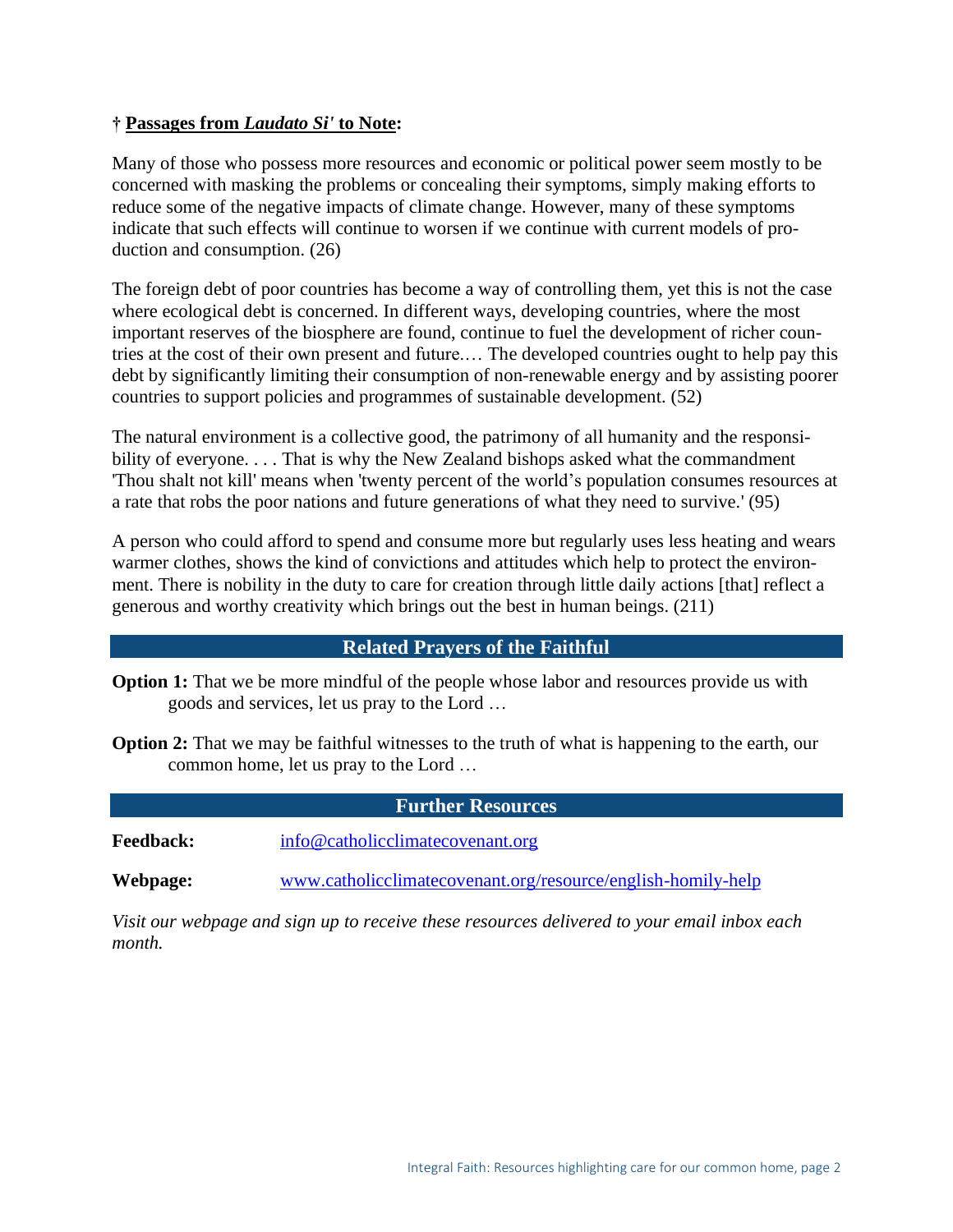**† Passages from *Laudato Si'* to Note:**

Many of those who possess more resources and economic or political power seem mostly to be concerned with masking the problems or concealing their symptoms, simply making efforts to reduce some of the negative impacts of climate change. However, many of these symptoms indicate that such effects will continue to worsen if we continue with current models of production and consumption. (26)

The foreign debt of poor countries has become a way of controlling them, yet this is not the case where ecological debt is concerned. In different ways, developing countries, where the most important reserves of the biosphere are found, continue to fuel the development of richer countries at the cost of their own present and future.… The developed countries ought to help pay this debt by significantly limiting their consumption of non-renewable energy and by assisting poorer countries to support policies and programmes of sustainable development. (52)

The natural environment is a collective good, the patrimony of all humanity and the responsibility of everyone. . . . That is why the New Zealand bishops asked what the commandment 'Thou shalt not kill' means when 'twenty percent of the world's population consumes resources at a rate that robs the poor nations and future generations of what they need to survive.' (95)

A person who could afford to spend and consume more but regularly uses less heating and wears warmer clothes, shows the kind of convictions and attitudes which help to protect the environment. There is nobility in the duty to care for creation through little daily actions [that] reflect a generous and worthy creativity which brings out the best in human beings. (211)

## Related Prayers of the Faithful

**Option 1:** That we be more mindful of the people whose labor and resources provide us with goods and services, let us pray to the Lord …

**Option 2:** That we may be faithful witnesses to the truth of what is happening to the earth, our common home, let us pray to the Lord …

## Further Resources

**Feedback:** info@catholicclimatecovenant.org

**Webpage:** www.catholicclimatecovenant.org/resource/english-homily-help

*Visit our webpage and sign up to receive these resources delivered to your email inbox each month.*